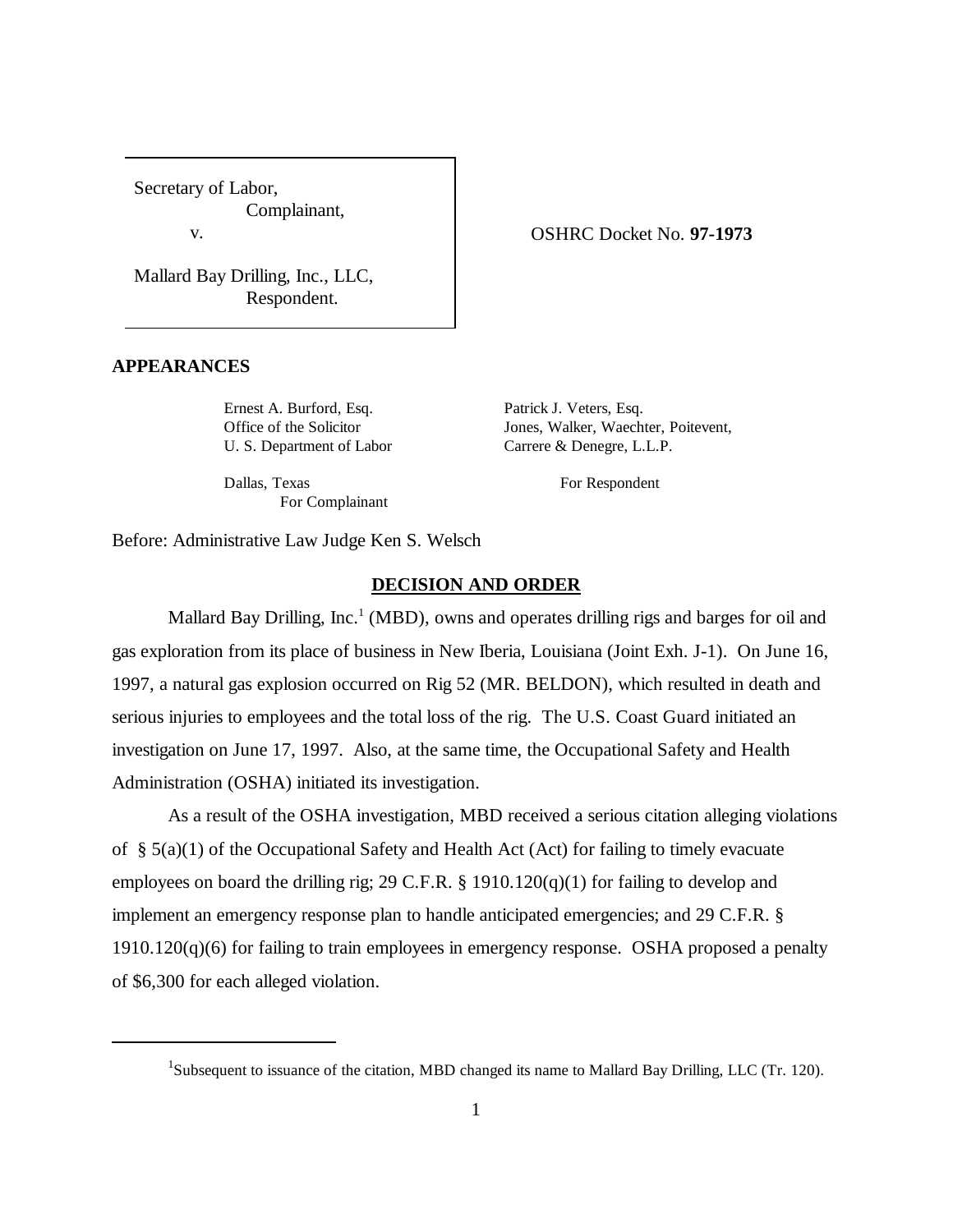Secretary of Labor,
Complainant,
v.

Mallard Bay Drilling, Inc., LLC,
Respondent.

OSHRC Docket No. **97-1973**

**APPEARANCES**

Ernest A. Burford, Esq.
Office of the Solicitor
U. S. Department of Labor
Dallas, Texas
For Complainant

Patrick J. Veters, Esq.
Jones, Walker, Waechter, Poitevent,
Carrere & Denegre, L.L.P.
For Respondent

Before: Administrative Law Judge Ken S. Welsch

## DECISION AND ORDER

Mallard Bay Drilling, Inc.[1] (MBD), owns and operates drilling rigs and barges for oil and gas exploration from its place of business in New Iberia, Louisiana (Joint Exh. J-1). On June 16, 1997, a natural gas explosion occurred on Rig 52 (MR. BELDON), which resulted in death and serious injuries to employees and the total loss of the rig. The U.S. Coast Guard initiated an investigation on June 17, 1997. Also, at the same time, the Occupational Safety and Health Administration (OSHA) initiated its investigation.

As a result of the OSHA investigation, MBD received a serious citation alleging violations of § 5(a)(1) of the Occupational Safety and Health Act (Act) for failing to timely evacuate employees on board the drilling rig; 29 C.F.R. § 1910.120(q)(1) for failing to develop and implement an emergency response plan to handle anticipated emergencies; and 29 C.F.R. § 1910.120(q)(6) for failing to train employees in emergency response. OSHA proposed a penalty of $6,300 for each alleged violation.

---

[1] Subsequent to issuance of the citation, MBD changed its name to Mallard Bay Drilling, LLC (Tr. 120).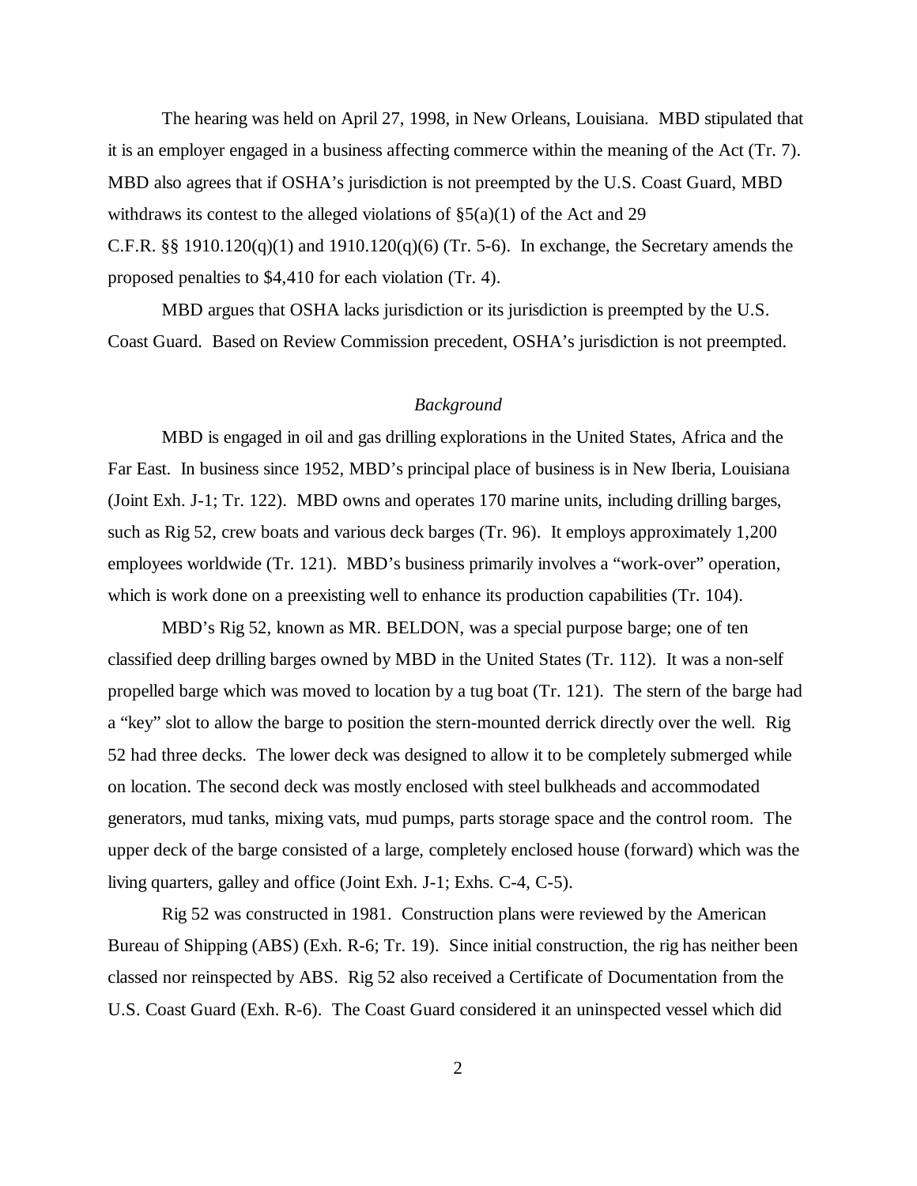The hearing was held on April 27, 1998, in New Orleans, Louisiana. MBD stipulated that it is an employer engaged in a business affecting commerce within the meaning of the Act (Tr. 7). MBD also agrees that if OSHA's jurisdiction is not preempted by the U.S. Coast Guard, MBD withdraws its contest to the alleged violations of §5(a)(1) of the Act and 29 C.F.R. §§ 1910.120(q)(1) and 1910.120(q)(6) (Tr. 5-6). In exchange, the Secretary amends the proposed penalties to $4,410 for each violation (Tr. 4).

MBD argues that OSHA lacks jurisdiction or its jurisdiction is preempted by the U.S. Coast Guard. Based on Review Commission precedent, OSHA's jurisdiction is not preempted.

*Background*

MBD is engaged in oil and gas drilling explorations in the United States, Africa and the Far East. In business since 1952, MBD's principal place of business is in New Iberia, Louisiana (Joint Exh. J-1; Tr. 122). MBD owns and operates 170 marine units, including drilling barges, such as Rig 52, crew boats and various deck barges (Tr. 96). It employs approximately 1,200 employees worldwide (Tr. 121). MBD's business primarily involves a "work-over" operation, which is work done on a preexisting well to enhance its production capabilities (Tr. 104).

MBD's Rig 52, known as MR. BELDON, was a special purpose barge; one of ten classified deep drilling barges owned by MBD in the United States (Tr. 112). It was a non-self propelled barge which was moved to location by a tug boat (Tr. 121). The stern of the barge had a "key" slot to allow the barge to position the stern-mounted derrick directly over the well. Rig 52 had three decks. The lower deck was designed to allow it to be completely submerged while on location. The second deck was mostly enclosed with steel bulkheads and accommodated generators, mud tanks, mixing vats, mud pumps, parts storage space and the control room. The upper deck of the barge consisted of a large, completely enclosed house (forward) which was the living quarters, galley and office (Joint Exh. J-1; Exhs. C-4, C-5).

Rig 52 was constructed in 1981. Construction plans were reviewed by the American Bureau of Shipping (ABS) (Exh. R-6; Tr. 19). Since initial construction, the rig has neither been classed nor reinspected by ABS. Rig 52 also received a Certificate of Documentation from the U.S. Coast Guard (Exh. R-6). The Coast Guard considered it an uninspected vessel which did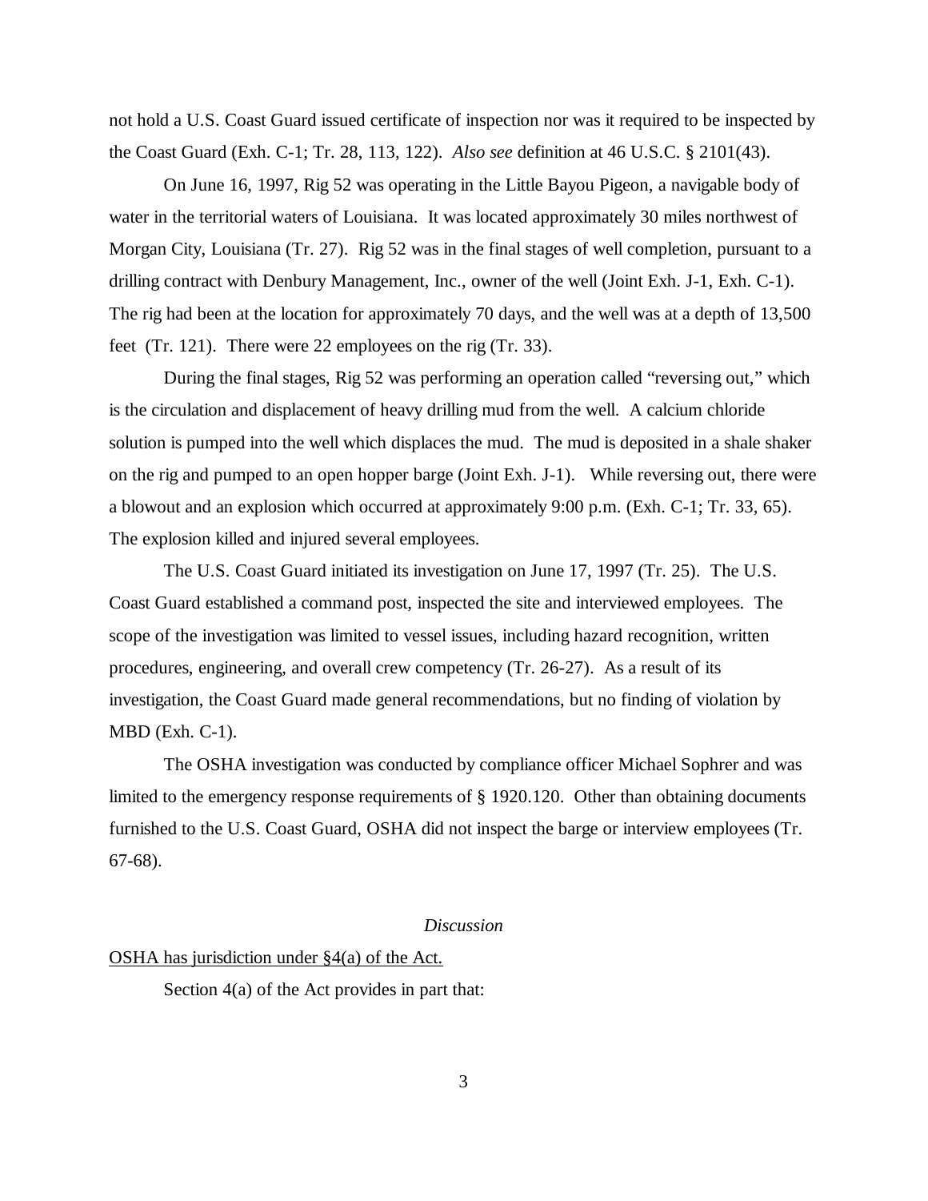not hold a U.S. Coast Guard issued certificate of inspection nor was it required to be inspected by the Coast Guard (Exh. C-1; Tr. 28, 113, 122). *Also see* definition at 46 U.S.C. § 2101(43).

On June 16, 1997, Rig 52 was operating in the Little Bayou Pigeon, a navigable body of water in the territorial waters of Louisiana. It was located approximately 30 miles northwest of Morgan City, Louisiana (Tr. 27). Rig 52 was in the final stages of well completion, pursuant to a drilling contract with Denbury Management, Inc., owner of the well (Joint Exh. J-1, Exh. C-1). The rig had been at the location for approximately 70 days, and the well was at a depth of 13,500 feet (Tr. 121). There were 22 employees on the rig (Tr. 33).

During the final stages, Rig 52 was performing an operation called "reversing out," which is the circulation and displacement of heavy drilling mud from the well. A calcium chloride solution is pumped into the well which displaces the mud. The mud is deposited in a shale shaker on the rig and pumped to an open hopper barge (Joint Exh. J-1). While reversing out, there were a blowout and an explosion which occurred at approximately 9:00 p.m. (Exh. C-1; Tr. 33, 65). The explosion killed and injured several employees.

The U.S. Coast Guard initiated its investigation on June 17, 1997 (Tr. 25). The U.S. Coast Guard established a command post, inspected the site and interviewed employees. The scope of the investigation was limited to vessel issues, including hazard recognition, written procedures, engineering, and overall crew competency (Tr. 26-27). As a result of its investigation, the Coast Guard made general recommendations, but no finding of violation by MBD (Exh. C-1).

The OSHA investigation was conducted by compliance officer Michael Sophrer and was limited to the emergency response requirements of § 1920.120. Other than obtaining documents furnished to the U.S. Coast Guard, OSHA did not inspect the barge or interview employees (Tr. 67-68).

## *Discussion*

<u>OSHA has jurisdiction under §4(a) of the Act.</u>

Section 4(a) of the Act provides in part that: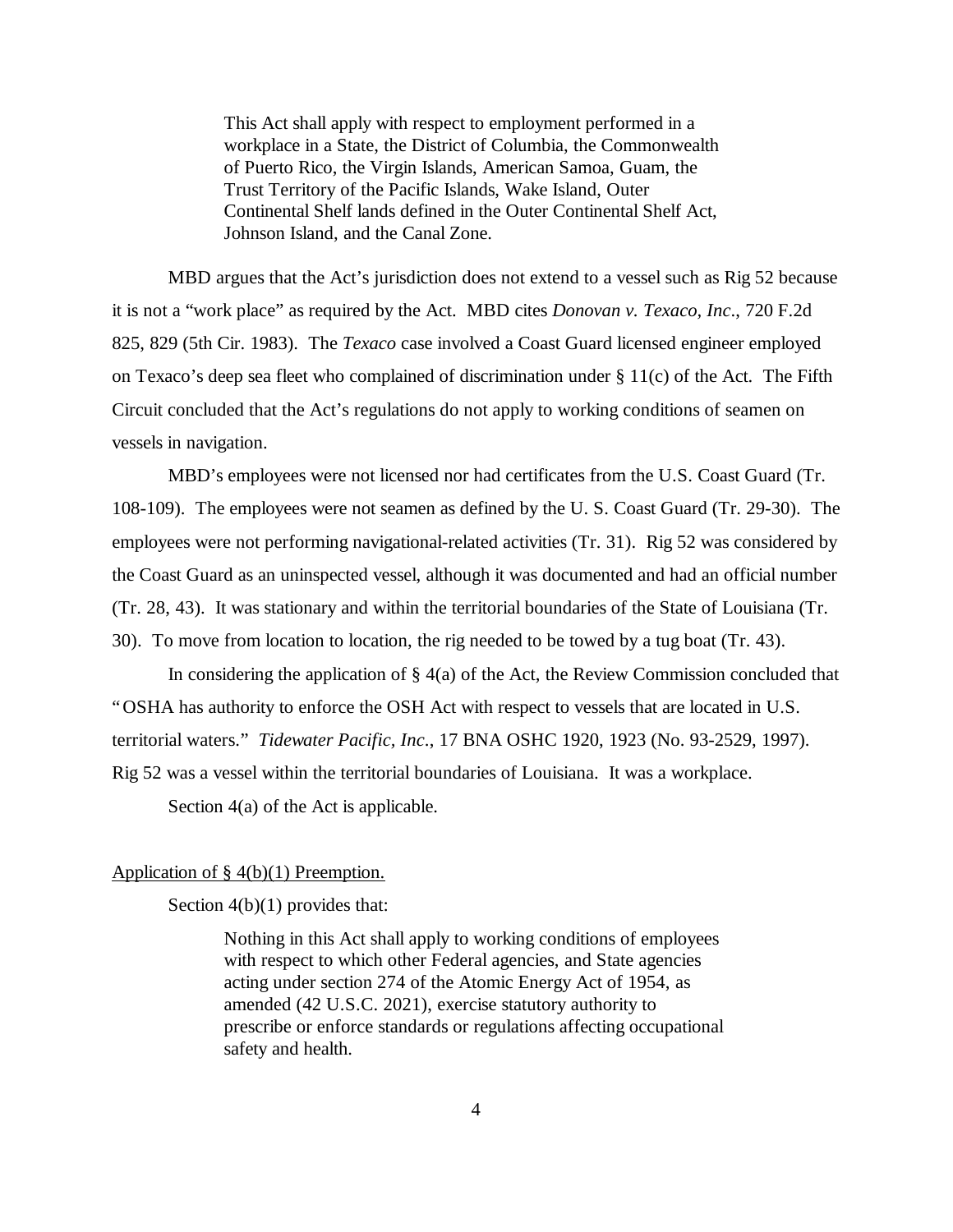> This Act shall apply with respect to employment performed in a workplace in a State, the District of Columbia, the Commonwealth of Puerto Rico, the Virgin Islands, American Samoa, Guam, the Trust Territory of the Pacific Islands, Wake Island, Outer Continental Shelf lands defined in the Outer Continental Shelf Act, Johnson Island, and the Canal Zone.

MBD argues that the Act's jurisdiction does not extend to a vessel such as Rig 52 because it is not a "work place" as required by the Act. MBD cites *Donovan v. Texaco, Inc*., 720 F.2d 825, 829 (5th Cir. 1983). The *Texaco* case involved a Coast Guard licensed engineer employed on Texaco's deep sea fleet who complained of discrimination under § 11(c) of the Act. The Fifth Circuit concluded that the Act's regulations do not apply to working conditions of seamen on vessels in navigation.

MBD's employees were not licensed nor had certificates from the U.S. Coast Guard (Tr. 108-109). The employees were not seamen as defined by the U. S. Coast Guard (Tr. 29-30). The employees were not performing navigational-related activities (Tr. 31). Rig 52 was considered by the Coast Guard as an uninspected vessel, although it was documented and had an official number (Tr. 28, 43). It was stationary and within the territorial boundaries of the State of Louisiana (Tr. 30). To move from location to location, the rig needed to be towed by a tug boat (Tr. 43).

In considering the application of § 4(a) of the Act, the Review Commission concluded that "OSHA has authority to enforce the OSH Act with respect to vessels that are located in U.S. territorial waters." *Tidewater Pacific, Inc*., 17 BNA OSHC 1920, 1923 (No. 93-2529, 1997). Rig 52 was a vessel within the territorial boundaries of Louisiana. It was a workplace.

Section 4(a) of the Act is applicable.

<u>Application of § 4(b)(1) Preemption.</u>

Section 4(b)(1) provides that:

> Nothing in this Act shall apply to working conditions of employees with respect to which other Federal agencies, and State agencies acting under section 274 of the Atomic Energy Act of 1954, as amended (42 U.S.C. 2021), exercise statutory authority to prescribe or enforce standards or regulations affecting occupational safety and health.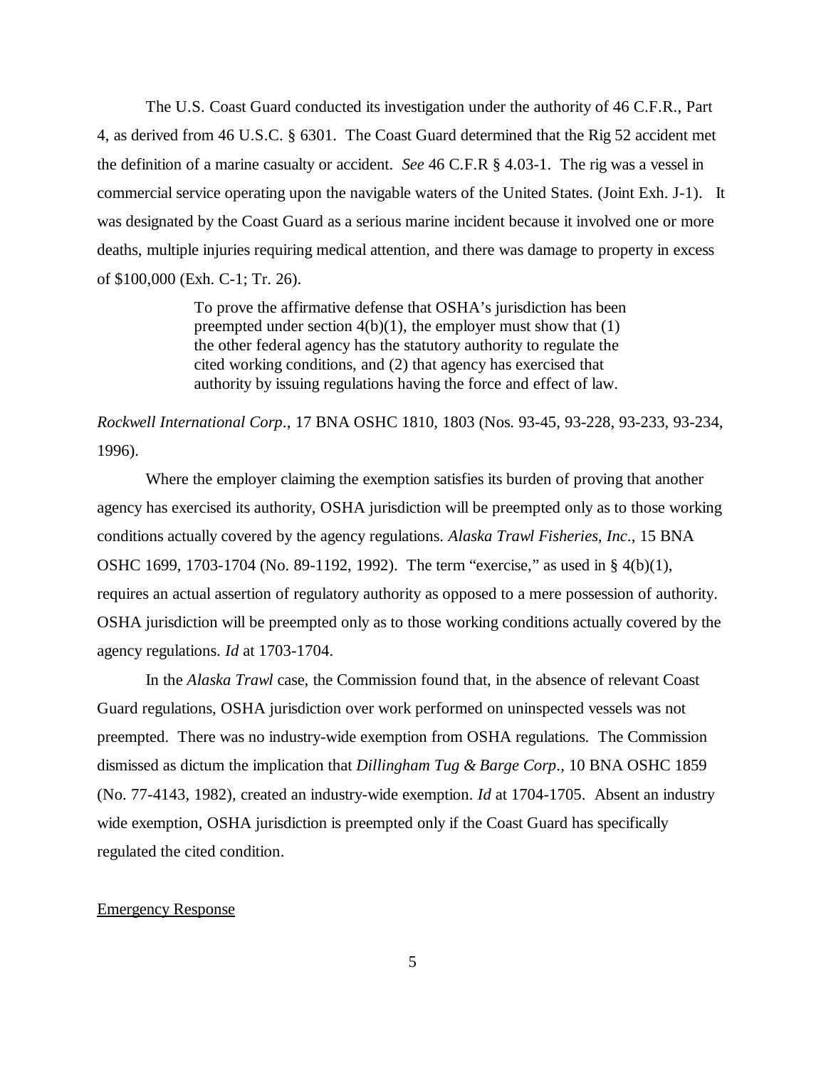The U.S. Coast Guard conducted its investigation under the authority of 46 C.F.R., Part 4, as derived from 46 U.S.C. § 6301. The Coast Guard determined that the Rig 52 accident met the definition of a marine casualty or accident. *See* 46 C.F.R § 4.03-1. The rig was a vessel in commercial service operating upon the navigable waters of the United States. (Joint Exh. J-1). It was designated by the Coast Guard as a serious marine incident because it involved one or more deaths, multiple injuries requiring medical attention, and there was damage to property in excess of $100,000 (Exh. C-1; Tr. 26).

> To prove the affirmative defense that OSHA's jurisdiction has been preempted under section 4(b)(1), the employer must show that (1) the other federal agency has the statutory authority to regulate the cited working conditions, and (2) that agency has exercised that authority by issuing regulations having the force and effect of law.

*Rockwell International Corp*., 17 BNA OSHC 1810, 1803 (Nos. 93-45, 93-228, 93-233, 93-234, 1996).

Where the employer claiming the exemption satisfies its burden of proving that another agency has exercised its authority, OSHA jurisdiction will be preempted only as to those working conditions actually covered by the agency regulations. *Alaska Trawl Fisheries, Inc*., 15 BNA OSHC 1699, 1703-1704 (No. 89-1192, 1992). The term "exercise," as used in § 4(b)(1), requires an actual assertion of regulatory authority as opposed to a mere possession of authority. OSHA jurisdiction will be preempted only as to those working conditions actually covered by the agency regulations. *Id* at 1703-1704.

In the *Alaska Trawl* case, the Commission found that, in the absence of relevant Coast Guard regulations, OSHA jurisdiction over work performed on uninspected vessels was not preempted. There was no industry-wide exemption from OSHA regulations. The Commission dismissed as dictum the implication that *Dillingham Tug & Barge Corp*., 10 BNA OSHC 1859 (No. 77-4143, 1982), created an industry-wide exemption. *Id* at 1704-1705. Absent an industry wide exemption, OSHA jurisdiction is preempted only if the Coast Guard has specifically regulated the cited condition.

## Emergency Response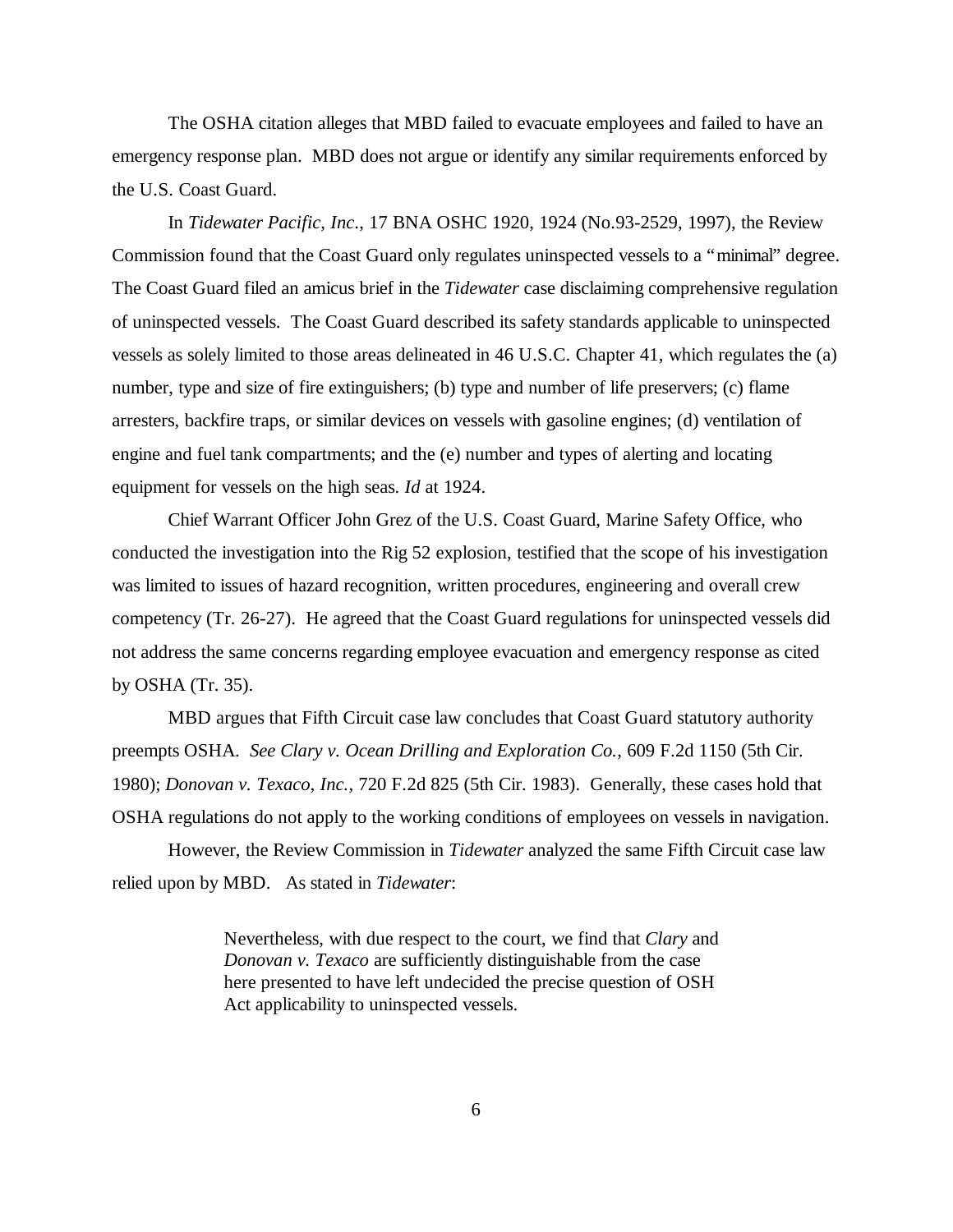The OSHA citation alleges that MBD failed to evacuate employees and failed to have an emergency response plan. MBD does not argue or identify any similar requirements enforced by the U.S. Coast Guard.

In *Tidewater Pacific, Inc*., 17 BNA OSHC 1920, 1924 (No.93-2529, 1997), the Review Commission found that the Coast Guard only regulates uninspected vessels to a "minimal" degree. The Coast Guard filed an amicus brief in the *Tidewater* case disclaiming comprehensive regulation of uninspected vessels. The Coast Guard described its safety standards applicable to uninspected vessels as solely limited to those areas delineated in 46 U.S.C. Chapter 41, which regulates the (a) number, type and size of fire extinguishers; (b) type and number of life preservers; (c) flame arresters, backfire traps, or similar devices on vessels with gasoline engines; (d) ventilation of engine and fuel tank compartments; and the (e) number and types of alerting and locating equipment for vessels on the high seas. *Id* at 1924.

Chief Warrant Officer John Grez of the U.S. Coast Guard, Marine Safety Office, who conducted the investigation into the Rig 52 explosion, testified that the scope of his investigation was limited to issues of hazard recognition, written procedures, engineering and overall crew competency (Tr. 26-27). He agreed that the Coast Guard regulations for uninspected vessels did not address the same concerns regarding employee evacuation and emergency response as cited by OSHA (Tr. 35).

MBD argues that Fifth Circuit case law concludes that Coast Guard statutory authority preempts OSHA. *See Clary v. Ocean Drilling and Exploration Co.*, 609 F.2d 1150 (5th Cir. 1980); *Donovan v. Texaco, Inc.*, 720 F.2d 825 (5th Cir. 1983). Generally, these cases hold that OSHA regulations do not apply to the working conditions of employees on vessels in navigation.

However, the Review Commission in *Tidewater* analyzed the same Fifth Circuit case law relied upon by MBD. As stated in *Tidewater*:

> Nevertheless, with due respect to the court, we find that *Clary* and *Donovan v. Texaco* are sufficiently distinguishable from the case here presented to have left undecided the precise question of OSH Act applicability to uninspected vessels.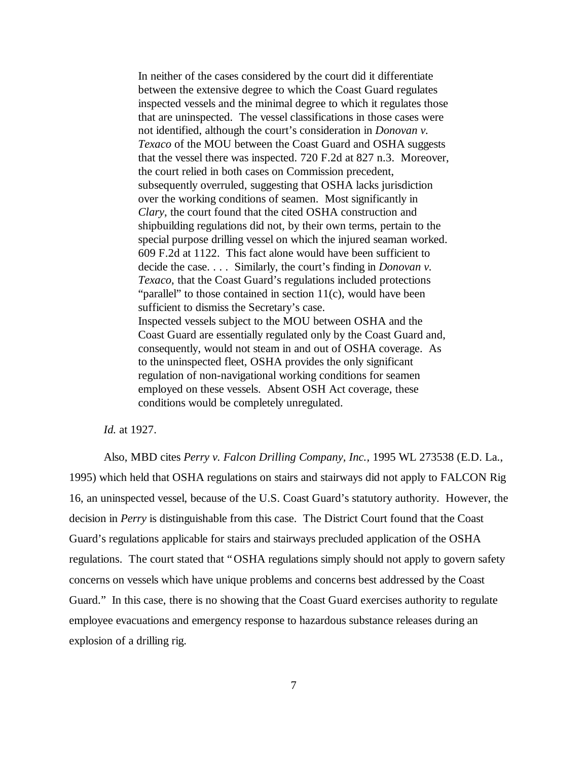> In neither of the cases considered by the court did it differentiate between the extensive degree to which the Coast Guard regulates inspected vessels and the minimal degree to which it regulates those that are uninspected. The vessel classifications in those cases were not identified, although the court's consideration in *Donovan v. Texaco* of the MOU between the Coast Guard and OSHA suggests that the vessel there was inspected. 720 F.2d at 827 n.3. Moreover, the court relied in both cases on Commission precedent, subsequently overruled, suggesting that OSHA lacks jurisdiction over the working conditions of seamen. Most significantly in *Clary*, the court found that the cited OSHA construction and shipbuilding regulations did not, by their own terms, pertain to the special purpose drilling vessel on which the injured seaman worked. 609 F.2d at 1122. This fact alone would have been sufficient to decide the case. . . . Similarly, the court's finding in *Donovan v. Texaco*, that the Coast Guard's regulations included protections "parallel" to those contained in section 11(c), would have been sufficient to dismiss the Secretary's case.
>
> Inspected vessels subject to the MOU between OSHA and the Coast Guard are essentially regulated only by the Coast Guard and, consequently, would not steam in and out of OSHA coverage. As to the uninspected fleet, OSHA provides the only significant regulation of non-navigational working conditions for seamen employed on these vessels. Absent OSH Act coverage, these conditions would be completely unregulated.

*Id.* at 1927.

Also, MBD cites *Perry v. Falcon Drilling Company, Inc.*, 1995 WL 273538 (E.D. La., 1995) which held that OSHA regulations on stairs and stairways did not apply to FALCON Rig 16, an uninspected vessel, because of the U.S. Coast Guard's statutory authority. However, the decision in *Perry* is distinguishable from this case. The District Court found that the Coast Guard's regulations applicable for stairs and stairways precluded application of the OSHA regulations. The court stated that "OSHA regulations simply should not apply to govern safety concerns on vessels which have unique problems and concerns best addressed by the Coast Guard." In this case, there is no showing that the Coast Guard exercises authority to regulate employee evacuations and emergency response to hazardous substance releases during an explosion of a drilling rig.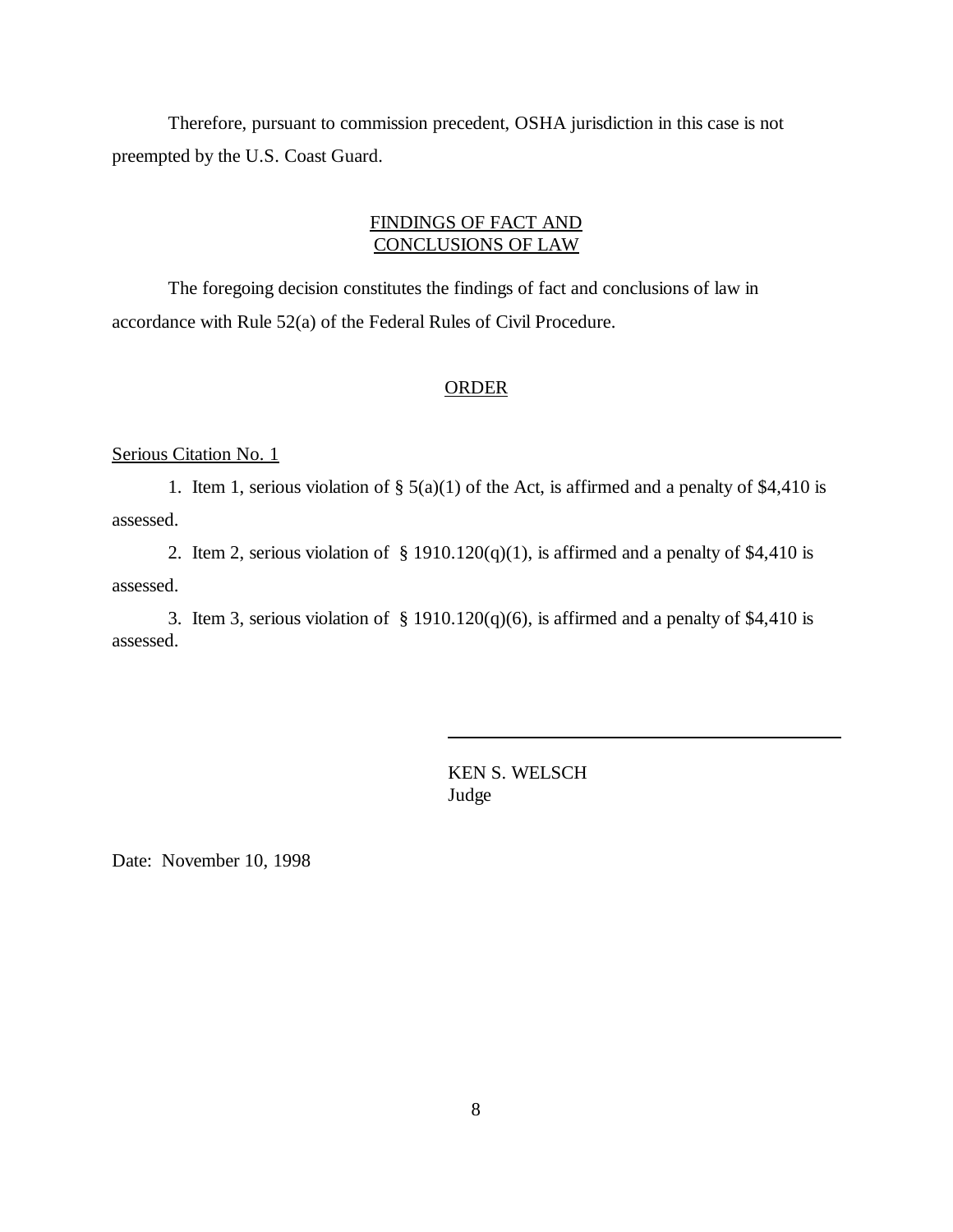Therefore, pursuant to commission precedent, OSHA jurisdiction in this case is not preempted by the U.S. Coast Guard.

## FINDINGS OF FACT AND CONCLUSIONS OF LAW

The foregoing decision constitutes the findings of fact and conclusions of law in accordance with Rule 52(a) of the Federal Rules of Civil Procedure.

## ORDER

Serious Citation No. 1

1. Item 1, serious violation of § 5(a)(1) of the Act, is affirmed and a penalty of $4,410 is assessed.

2. Item 2, serious violation of § 1910.120(q)(1), is affirmed and a penalty of $4,410 is assessed.

3. Item 3, serious violation of § 1910.120(q)(6), is affirmed and a penalty of $4,410 is assessed.

KEN S. WELSCH
Judge

Date: November 10, 1998